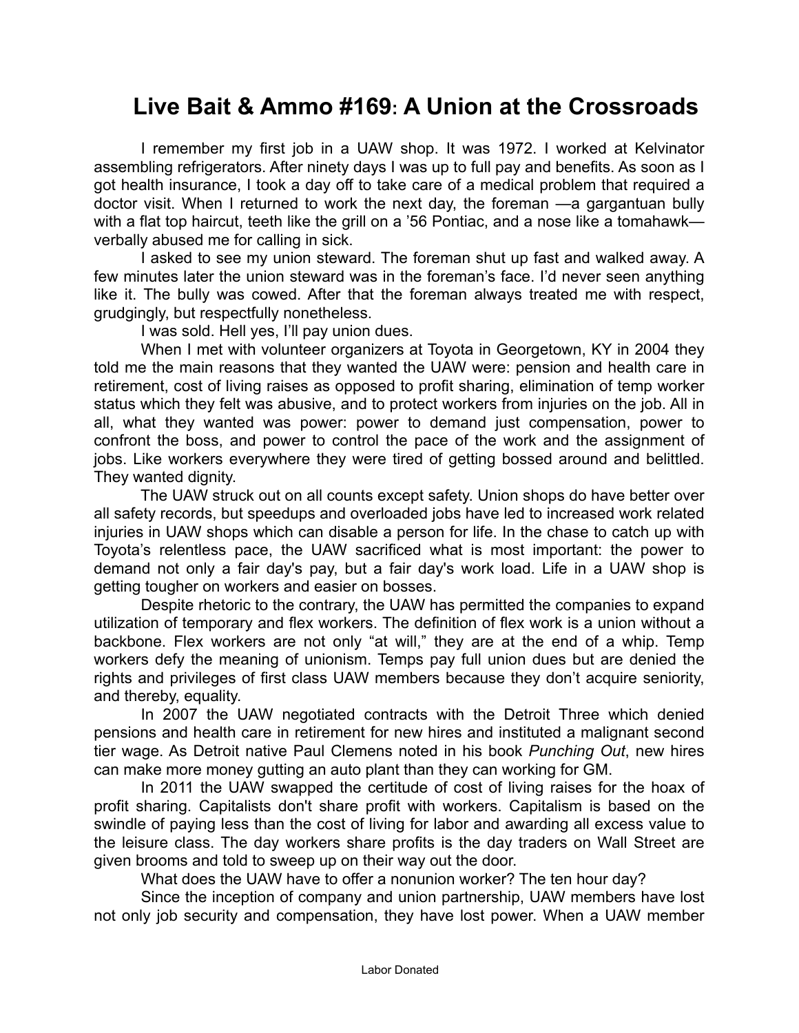# Live Bait & Ammo #169: A Union at the Crossroads

I remember my first job in a UAW shop. It was 1972. I worked at Kelvinator assembling refrigerators. After ninety days I was up to full pay and benefits. As soon as I got health insurance, I took a day off to take care of a medical problem that required a doctor visit. When I returned to work the next day, the foreman —a gargantuan bully with a flat top haircut, teeth like the grill on a '56 Pontiac, and a nose like a tomahawk— verbally abused me for calling in sick.

I asked to see my union steward. The foreman shut up fast and walked away. A few minutes later the union steward was in the foreman's face. I'd never seen anything like it. The bully was cowed. After that the foreman always treated me with respect, grudgingly, but respectfully nonetheless.

I was sold. Hell yes, I'll pay union dues.

When I met with volunteer organizers at Toyota in Georgetown, KY in 2004 they told me the main reasons that they wanted the UAW were: pension and health care in retirement, cost of living raises as opposed to profit sharing, elimination of temp worker status which they felt was abusive, and to protect workers from injuries on the job. All in all, what they wanted was power: power to demand just compensation, power to confront the boss, and power to control the pace of the work and the assignment of jobs. Like workers everywhere they were tired of getting bossed around and belittled. They wanted dignity.

The UAW struck out on all counts except safety. Union shops do have better over all safety records, but speedups and overloaded jobs have led to increased work related injuries in UAW shops which can disable a person for life. In the chase to catch up with Toyota's relentless pace, the UAW sacrificed what is most important: the power to demand not only a fair day's pay, but a fair day's work load. Life in a UAW shop is getting tougher on workers and easier on bosses.

Despite rhetoric to the contrary, the UAW has permitted the companies to expand utilization of temporary and flex workers. The definition of flex work is a union without a backbone. Flex workers are not only "at will," they are at the end of a whip. Temp workers defy the meaning of unionism. Temps pay full union dues but are denied the rights and privileges of first class UAW members because they don't acquire seniority, and thereby, equality.

In 2007 the UAW negotiated contracts with the Detroit Three which denied pensions and health care in retirement for new hires and instituted a malignant second tier wage. As Detroit native Paul Clemens noted in his book *Punching Out*, new hires can make more money gutting an auto plant than they can working for GM.

In 2011 the UAW swapped the certitude of cost of living raises for the hoax of profit sharing. Capitalists don't share profit with workers. Capitalism is based on the swindle of paying less than the cost of living for labor and awarding all excess value to the leisure class. The day workers share profits is the day traders on Wall Street are given brooms and told to sweep up on their way out the door.

What does the UAW have to offer a nonunion worker? The ten hour day?

Since the inception of company and union partnership, UAW members have lost not only job security and compensation, they have lost power. When a UAW member

Labor Donated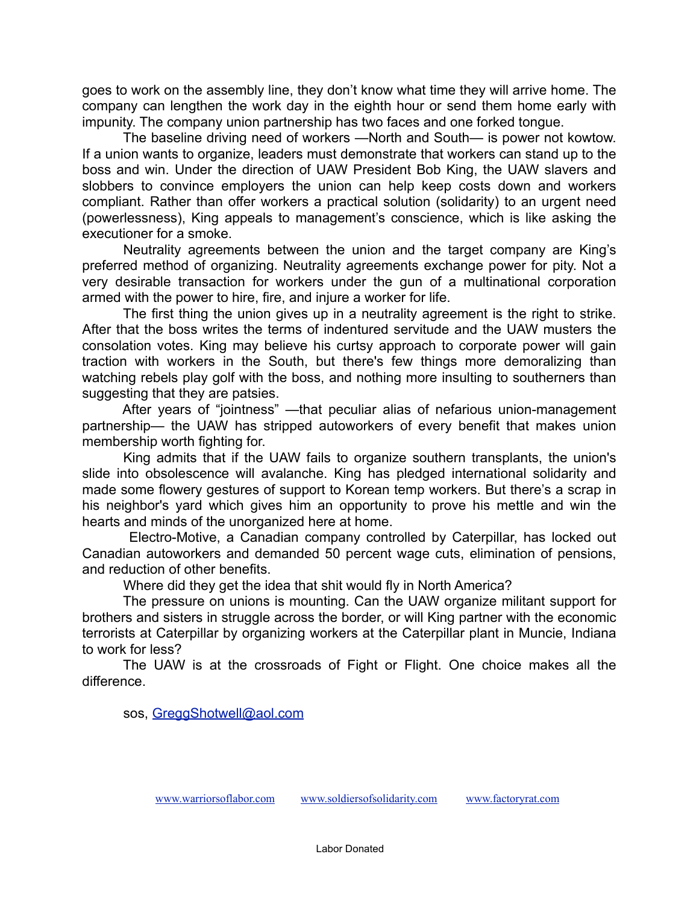goes to work on the assembly line, they don't know what time they will arrive home. The company can lengthen the work day in the eighth hour or send them home early with impunity. The company union partnership has two faces and one forked tongue.

The baseline driving need of workers —North and South— is power not kowtow. If a union wants to organize, leaders must demonstrate that workers can stand up to the boss and win. Under the direction of UAW President Bob King, the UAW slavers and slobbers to convince employers the union can help keep costs down and workers compliant. Rather than offer workers a practical solution (solidarity) to an urgent need (powerlessness), King appeals to management's conscience, which is like asking the executioner for a smoke.

Neutrality agreements between the union and the target company are King's preferred method of organizing. Neutrality agreements exchange power for pity. Not a very desirable transaction for workers under the gun of a multinational corporation armed with the power to hire, fire, and injure a worker for life.

The first thing the union gives up in a neutrality agreement is the right to strike. After that the boss writes the terms of indentured servitude and the UAW musters the consolation votes. King may believe his curtsy approach to corporate power will gain traction with workers in the South, but there's few things more demoralizing than watching rebels play golf with the boss, and nothing more insulting to southerners than suggesting that they are patsies.

After years of "jointness" —that peculiar alias of nefarious union-management partnership— the UAW has stripped autoworkers of every benefit that makes union membership worth fighting for.

King admits that if the UAW fails to organize southern transplants, the union's slide into obsolescence will avalanche. King has pledged international solidarity and made some flowery gestures of support to Korean temp workers. But there's a scrap in his neighbor's yard which gives him an opportunity to prove his mettle and win the hearts and minds of the unorganized here at home.

Electro-Motive, a Canadian company controlled by Caterpillar, has locked out Canadian autoworkers and demanded 50 percent wage cuts, elimination of pensions, and reduction of other benefits.

Where did they get the idea that shit would fly in North America?

The pressure on unions is mounting. Can the UAW organize militant support for brothers and sisters in struggle across the border, or will King partner with the economic terrorists at Caterpillar by organizing workers at the Caterpillar plant in Muncie, Indiana to work for less?

The UAW is at the crossroads of Fight or Flight. One choice makes all the difference.

sos, [GreggShotwell@aol.com](mailto:GreggShotwell@aol.com)

[www.warriorsoflabor.com](http://www.warriorsoflabor.com) [www.soldiersofsolidarity.com](http://www.soldiersofsolidarity.com) [www.factoryrat.com](http://www.factoryrat.com)

Labor Donated